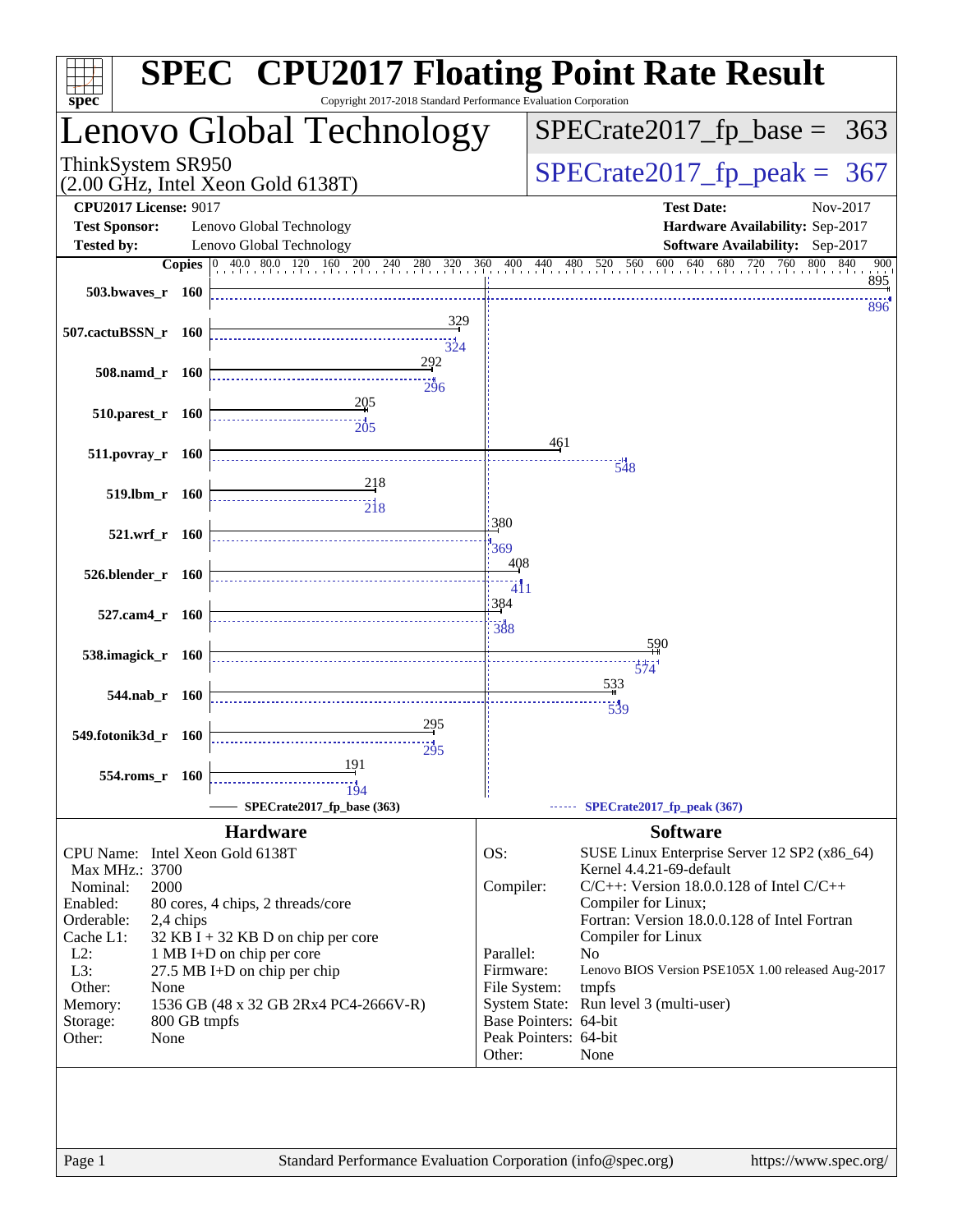# SPEC CPU2017 Floating Point Rate Result

Copyright 2017-2018 Standard Performance Evaluation Corporation

## Lenovo Global Technology

ThinkSystem SR950
(2.00 GHz, Intel Xeon Gold 6138T)

SPECrate2017_fp_base = 363

SPECrate2017_fp_peak = 367

**CPU2017 License:** 9017
**Test Sponsor:** Lenovo Global Technology
**Tested by:** Lenovo Global Technology

**Test Date:** Nov-2017
**Hardware Availability:** Sep-2017
**Software Availability:** Sep-2017

| Benchmark | Copies | Base | Peak |
|---|---|---|---|
| 503.bwaves_r | 160 | 895 | 896 |
| 507.cactuBSSN_r | 160 | 329 | 324 |
| 508.namd_r | 160 | 292 | 296 |
| 510.parest_r | 160 | 205 | 205 |
| 511.povray_r | 160 | 461 | 548 |
| 519.lbm_r | 160 | 218 | 218 |
| 521.wrf_r | 160 | 380 | 369 |
| 526.blender_r | 160 | 408 | 411 |
| 527.cam4_r | 160 | 384 | 388 |
| 538.imagick_r | 160 | 590 | 574 |
| 544.nab_r | 160 | 533 | 539 |
| 549.fotonik3d_r | 160 | 295 | 295 |
| 554.roms_r | 160 | 191 | 194 |

SPECrate2017_fp_base (363) — SPECrate2017_fp_peak (367)

### Hardware

| | |
|---|---|
| CPU Name: | Intel Xeon Gold 6138T |
| Max MHz.: | 3700 |
| Nominal: | 2000 |
| Enabled: | 80 cores, 4 chips, 2 threads/core |
| Orderable: | 2,4 chips |
| Cache L1: | 32 KB I + 32 KB D on chip per core |
| L2: | 1 MB I+D on chip per core |
| L3: | 27.5 MB I+D on chip per chip |
| Other: | None |
| Memory: | 1536 GB (48 x 32 GB 2Rx4 PC4-2666V-R) |
| Storage: | 800 GB tmpfs |
| Other: | None |

### Software

| | |
|---|---|
| OS: | SUSE Linux Enterprise Server 12 SP2 (x86_64) Kernel 4.4.21-69-default |
| Compiler: | C/C++: Version 18.0.0.128 of Intel C/C++ Compiler for Linux; Fortran: Version 18.0.0.128 of Intel Fortran Compiler for Linux |
| Parallel: | No |
| Firmware: | Lenovo BIOS Version PSE105X 1.00 released Aug-2017 |
| File System: | tmpfs |
| System State: | Run level 3 (multi-user) |
| Base Pointers: | 64-bit |
| Peak Pointers: | 64-bit |
| Other: | None |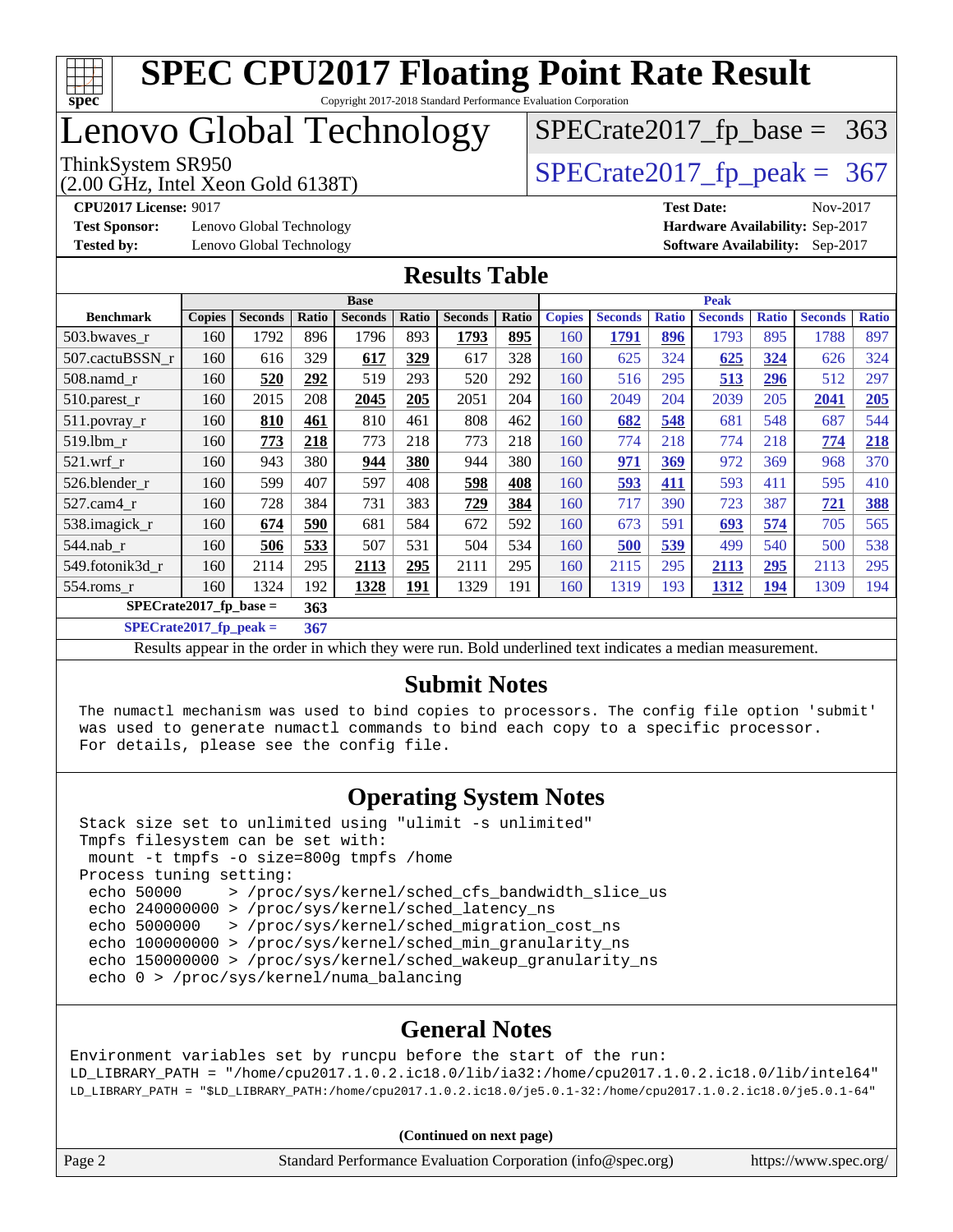# SPEC CPU2017 Floating Point Rate Result

Copyright 2017-2018 Standard Performance Evaluation Corporation

# Lenovo Global Technology

ThinkSystem SR950
(2.00 GHz, Intel Xeon Gold 6138T)

SPECrate2017_fp_base = 363

SPECrate2017_fp_peak = 367

**CPU2017 License:** 9017
**Test Sponsor:** Lenovo Global Technology
**Tested by:** Lenovo Global Technology

**Test Date:** Nov-2017
**Hardware Availability:** Sep-2017
**Software Availability:** Sep-2017

## Results Table

| | Base | | | | | | | Peak | | | | | | |
|---|---|---|---|---|---|---|---|---|---|---|---|---|---|---|
| **Benchmark** | **Copies** | **Seconds** | **Ratio** | **Seconds** | **Ratio** | **Seconds** | **Ratio** | **Copies** | **Seconds** | **Ratio** | **Seconds** | **Ratio** | **Seconds** | **Ratio** |
| 503.bwaves_r | 160 | 1792 | 896 | 1796 | 893 | **1793** | **895** | 160 | **1791** | **896** | 1793 | 895 | 1788 | 897 |
| 507.cactuBSSN_r | 160 | 616 | 329 | **617** | **329** | 617 | 328 | 160 | 625 | 324 | **625** | **324** | 626 | 324 |
| 508.namd_r | 160 | **520** | **292** | 519 | 293 | 520 | 292 | 160 | 516 | 295 | **513** | **296** | 512 | 297 |
| 510.parest_r | 160 | 2015 | 208 | **2045** | **205** | 2051 | 204 | 160 | 2049 | 204 | 2039 | 205 | **2041** | **205** |
| 511.povray_r | 160 | **810** | **461** | 810 | 461 | 808 | 462 | 160 | **682** | **548** | 681 | 548 | 687 | 544 |
| 519.lbm_r | 160 | **773** | **218** | 773 | 218 | 773 | 218 | 160 | 774 | 218 | 774 | 218 | **774** | **218** |
| 521.wrf_r | 160 | 943 | 380 | **944** | **380** | 944 | 380 | 160 | **971** | **369** | 972 | 369 | 968 | 370 |
| 526.blender_r | 160 | 599 | 407 | 597 | 408 | **598** | **408** | 160 | **593** | **411** | 593 | 411 | 595 | 410 |
| 527.cam4_r | 160 | 728 | 384 | 731 | 383 | **729** | **384** | 160 | 717 | 390 | 723 | 387 | **721** | **388** |
| 538.imagick_r | 160 | **674** | **590** | 681 | 584 | 672 | 592 | 160 | 673 | 591 | **693** | **574** | 705 | 565 |
| 544.nab_r | 160 | **506** | **533** | 507 | 531 | 504 | 534 | 160 | **500** | **539** | 499 | 540 | 500 | 538 |
| 549.fotonik3d_r | 160 | 2114 | 295 | **2113** | **295** | 2111 | 295 | 160 | 2115 | 295 | **2113** | **295** | 2113 | 295 |
| 554.roms_r | 160 | 1324 | 192 | **1328** | **191** | 1329 | 191 | 160 | 1319 | 193 | **1312** | **194** | 1309 | 194 |

**SPECrate2017_fp_base = 363**

**SPECrate2017_fp_peak = 367**

Results appear in the order in which they were run. Bold underlined text indicates a median measurement.

## Submit Notes

```
The numactl mechanism was used to bind copies to processors. The config file option 'submit'
was used to generate numactl commands to bind each copy to a specific processor.
For details, please see the config file.
```

## Operating System Notes

```
Stack size set to unlimited using "ulimit -s unlimited"
Tmpfs filesystem can be set with:
 mount -t tmpfs -o size=800g tmpfs /home
Process tuning setting:
 echo 50000     > /proc/sys/kernel/sched_cfs_bandwidth_slice_us
 echo 240000000 > /proc/sys/kernel/sched_latency_ns
 echo 5000000   > /proc/sys/kernel/sched_migration_cost_ns
 echo 100000000 > /proc/sys/kernel/sched_min_granularity_ns
 echo 150000000 > /proc/sys/kernel/sched_wakeup_granularity_ns
 echo 0 > /proc/sys/kernel/numa_balancing
```

## General Notes

```
Environment variables set by runcpu before the start of the run:
LD_LIBRARY_PATH = "/home/cpu2017.1.0.2.ic18.0/lib/ia32:/home/cpu2017.1.0.2.ic18.0/lib/intel64"
LD_LIBRARY_PATH = "$LD_LIBRARY_PATH:/home/cpu2017.1.0.2.ic18.0/je5.0.1-32:/home/cpu2017.1.0.2.ic18.0/je5.0.1-64"
```

**(Continued on next page)**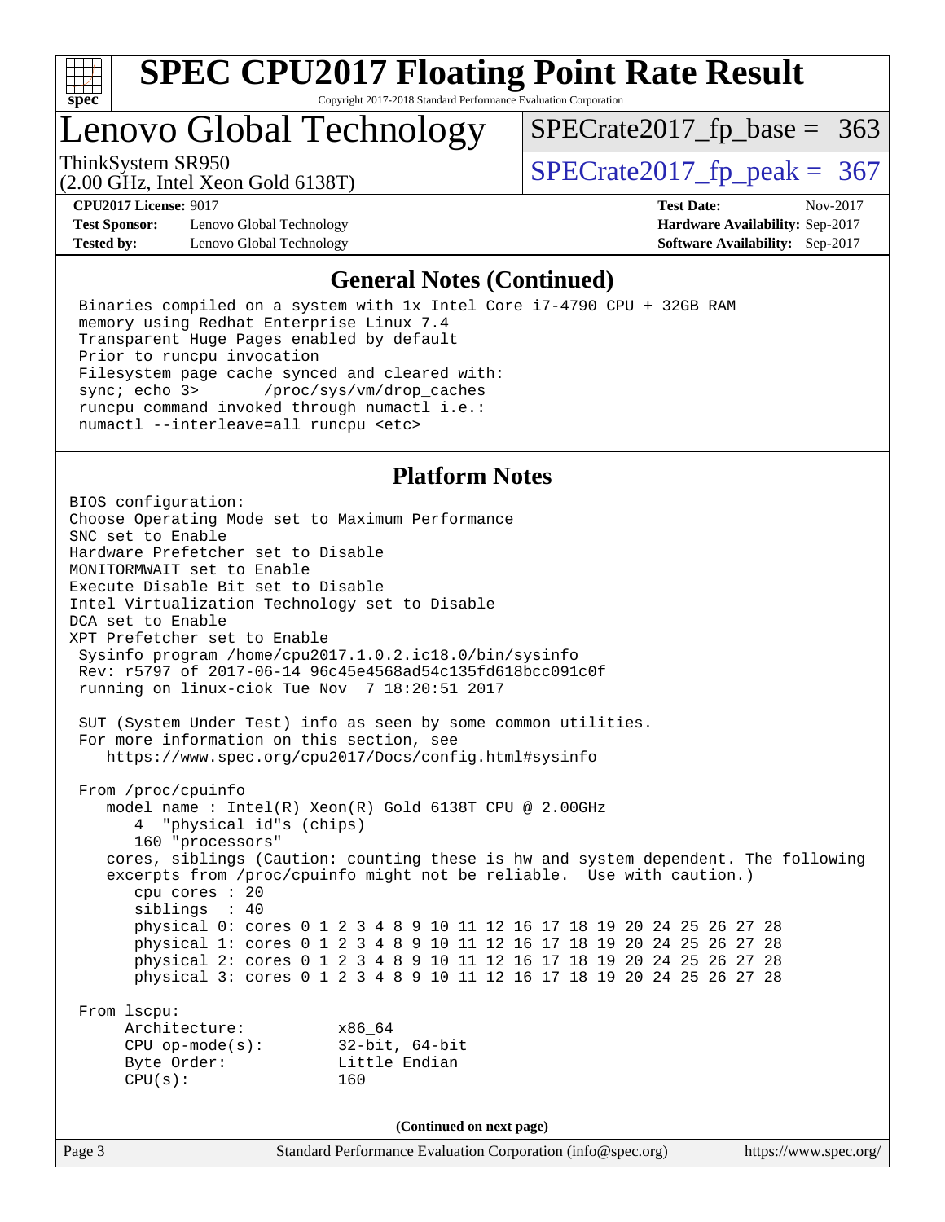# SPEC CPU2017 Floating Point Rate Result

Copyright 2017-2018 Standard Performance Evaluation Corporation

## Lenovo Global Technology

ThinkSystem SR950
(2.00 GHz, Intel Xeon Gold 6138T)

SPECrate2017_fp_base = 363

SPECrate2017_fp_peak = 367

**CPU2017 License:** 9017
**Test Sponsor:** Lenovo Global Technology
**Tested by:** Lenovo Global Technology

**Test Date:** Nov-2017
**Hardware Availability:** Sep-2017
**Software Availability:** Sep-2017

### General Notes (Continued)

```
Binaries compiled on a system with 1x Intel Core i7-4790 CPU + 32GB RAM
memory using Redhat Enterprise Linux 7.4
Transparent Huge Pages enabled by default
Prior to runcpu invocation
Filesystem page cache synced and cleared with:
sync; echo 3>       /proc/sys/vm/drop_caches
runcpu command invoked through numactl i.e.:
numactl --interleave=all runcpu <etc>
```

### Platform Notes

```
BIOS configuration:
Choose Operating Mode set to Maximum Performance
SNC set to Enable
Hardware Prefetcher set to Disable
MONITORMWAIT set to Enable
Execute Disable Bit set to Disable
Intel Virtualization Technology set to Disable
DCA set to Enable
XPT Prefetcher set to Enable
 Sysinfo program /home/cpu2017.1.0.2.ic18.0/bin/sysinfo
 Rev: r5797 of 2017-06-14 96c45e4568ad54c135fd618bcc091c0f
 running on linux-ciok Tue Nov  7 18:20:51 2017

 SUT (System Under Test) info as seen by some common utilities.
 For more information on this section, see
    https://www.spec.org/cpu2017/Docs/config.html#sysinfo

 From /proc/cpuinfo
    model name : Intel(R) Xeon(R) Gold 6138T CPU @ 2.00GHz
       4  "physical id"s (chips)
       160 "processors"
    cores, siblings (Caution: counting these is hw and system dependent. The following
    excerpts from /proc/cpuinfo might not be reliable.  Use with caution.)
       cpu cores : 20
       siblings  : 40
       physical 0: cores 0 1 2 3 4 8 9 10 11 12 16 17 18 19 20 24 25 26 27 28
       physical 1: cores 0 1 2 3 4 8 9 10 11 12 16 17 18 19 20 24 25 26 27 28
       physical 2: cores 0 1 2 3 4 8 9 10 11 12 16 17 18 19 20 24 25 26 27 28
       physical 3: cores 0 1 2 3 4 8 9 10 11 12 16 17 18 19 20 24 25 26 27 28

 From lscpu:
      Architecture:          x86_64
      CPU op-mode(s):        32-bit, 64-bit
      Byte Order:            Little Endian
      CPU(s):                160
```

(Continued on next page)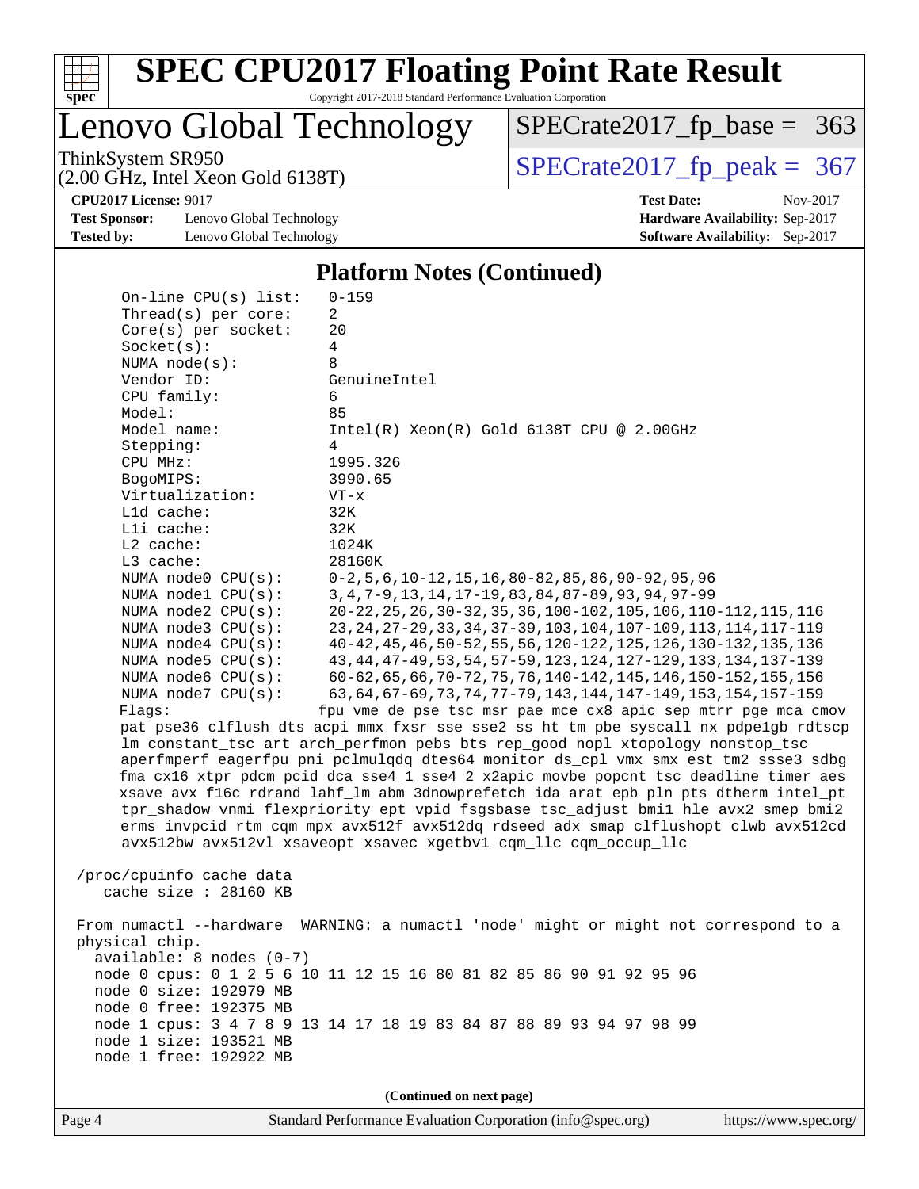# SPEC CPU2017 Floating Point Rate Result

Copyright 2017-2018 Standard Performance Evaluation Corporation

## Lenovo Global Technology

ThinkSystem SR950
(2.00 GHz, Intel Xeon Gold 6138T)

SPECrate2017_fp_base = 363

SPECrate2017_fp_peak = 367

**CPU2017 License:** 9017
**Test Sponsor:** Lenovo Global Technology
**Tested by:** Lenovo Global Technology

**Test Date:** Nov-2017
**Hardware Availability:** Sep-2017
**Software Availability:** Sep-2017

### Platform Notes (Continued)

```
    On-line CPU(s) list:   0-159
    Thread(s) per core:    2
    Core(s) per socket:    20
    Socket(s):             4
    NUMA node(s):          8
    Vendor ID:             GenuineIntel
    CPU family:            6
    Model:                 85
    Model name:            Intel(R) Xeon(R) Gold 6138T CPU @ 2.00GHz
    Stepping:              4
    CPU MHz:               1995.326
    BogoMIPS:              3990.65
    Virtualization:        VT-x
    L1d cache:             32K
    L1i cache:             32K
    L2 cache:              1024K
    L3 cache:              28160K
    NUMA node0 CPU(s):     0-2,5,6,10-12,15,16,80-82,85,86,90-92,95,96
    NUMA node1 CPU(s):     3,4,7-9,13,14,17-19,83,84,87-89,93,94,97-99
    NUMA node2 CPU(s):     20-22,25,26,30-32,35,36,100-102,105,106,110-112,115,116
    NUMA node3 CPU(s):     23,24,27-29,33,34,37-39,103,104,107-109,113,114,117-119
    NUMA node4 CPU(s):     40-42,45,46,50-52,55,56,120-122,125,126,130-132,135,136
    NUMA node5 CPU(s):     43,44,47-49,53,54,57-59,123,124,127-129,133,134,137-139
    NUMA node6 CPU(s):     60-62,65,66,70-72,75,76,140-142,145,146,150-152,155,156
    NUMA node7 CPU(s):     63,64,67-69,73,74,77-79,143,144,147-149,153,154,157-159
    Flags:                 fpu vme de pse tsc msr pae mce cx8 apic sep mtrr pge mca cmov
    pat pse36 clflush dts acpi mmx fxsr sse sse2 ss ht tm pbe syscall nx pdpe1gb rdtscp
    lm constant_tsc art arch_perfmon pebs bts rep_good nopl xtopology nonstop_tsc
    aperfmperf eagerfpu pni pclmulqdq dtes64 monitor ds_cpl vmx smx est tm2 ssse3 sdbg
    fma cx16 xtpr pdcm pcid dca sse4_1 sse4_2 x2apic movbe popcnt tsc_deadline_timer aes
    xsave avx f16c rdrand lahf_lm abm 3dnowprefetch ida arat epb pln pts dtherm intel_pt
    tpr_shadow vnmi flexpriority ept vpid fsgsbase tsc_adjust bmi1 hle avx2 smep bmi2
    erms invpcid rtm cqm mpx avx512f avx512dq rdseed adx smap clflushopt clwb avx512cd
    avx512bw avx512vl xsaveopt xsavec xgetbv1 cqm_llc cqm_occup_llc

 /proc/cpuinfo cache data
    cache size : 28160 KB

 From numactl --hardware  WARNING: a numactl 'node' might or might not correspond to a
 physical chip.
   available: 8 nodes (0-7)
   node 0 cpus: 0 1 2 5 6 10 11 12 15 16 80 81 82 85 86 90 91 92 95 96
   node 0 size: 192979 MB
   node 0 free: 192375 MB
   node 1 cpus: 3 4 7 8 9 13 14 17 18 19 83 84 87 88 89 93 94 97 98 99
   node 1 size: 193521 MB
   node 1 free: 192922 MB
```

**(Continued on next page)**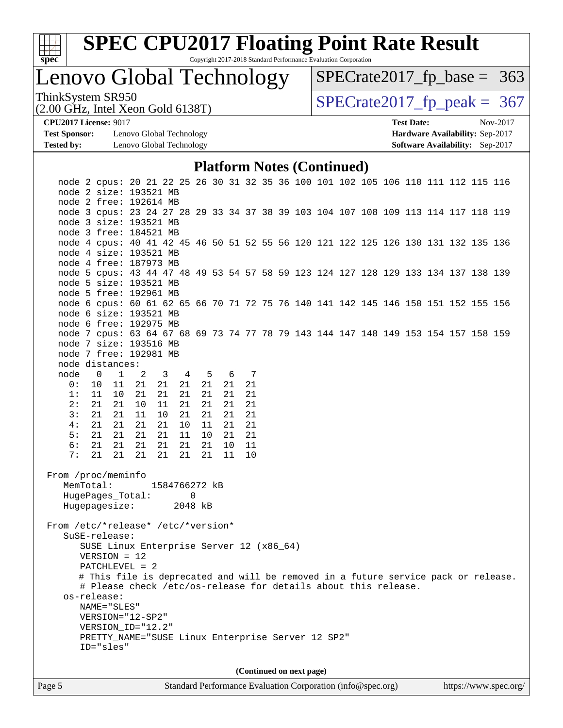# SPEC CPU2017 Floating Point Rate Result

Copyright 2017-2018 Standard Performance Evaluation Corporation

## Lenovo Global Technology

ThinkSystem SR950
(2.00 GHz, Intel Xeon Gold 6138T)

SPECrate2017_fp_base = 363

SPECrate2017_fp_peak = 367

**CPU2017 License:** 9017
**Test Sponsor:** Lenovo Global Technology
**Tested by:** Lenovo Global Technology

**Test Date:** Nov-2017
**Hardware Availability:** Sep-2017
**Software Availability:** Sep-2017

### Platform Notes (Continued)

```
   node 2 cpus: 20 21 22 25 26 30 31 32 35 36 100 101 102 105 106 110 111 112 115 116
   node 2 size: 193521 MB
   node 2 free: 192614 MB
   node 3 cpus: 23 24 27 28 29 33 34 37 38 39 103 104 107 108 109 113 114 117 118 119
   node 3 size: 193521 MB
   node 3 free: 184521 MB
   node 4 cpus: 40 41 42 45 46 50 51 52 55 56 120 121 122 125 126 130 131 132 135 136
   node 4 size: 193521 MB
   node 4 free: 187973 MB
   node 5 cpus: 43 44 47 48 49 53 54 57 58 59 123 124 127 128 129 133 134 137 138 139
   node 5 size: 193521 MB
   node 5 free: 192961 MB
   node 6 cpus: 60 61 62 65 66 70 71 72 75 76 140 141 142 145 146 150 151 152 155 156
   node 6 size: 193521 MB
   node 6 free: 192975 MB
   node 7 cpus: 63 64 67 68 69 73 74 77 78 79 143 144 147 148 149 153 154 157 158 159
   node 7 size: 193516 MB
   node 7 free: 192981 MB
   node distances:
   node   0   1   2   3   4   5   6   7
     0:  10  11  21  21  21  21  21  21
     1:  11  10  21  21  21  21  21  21
     2:  21  21  10  11  21  21  21  21
     3:  21  21  11  10  21  21  21  21
     4:  21  21  21  21  10  11  21  21
     5:  21  21  21  21  11  10  21  21
     6:  21  21  21  21  21  21  10  11
     7:  21  21  21  21  21  21  11  10

 From /proc/meminfo
    MemTotal:       1584766272 kB
    HugePages_Total:       0
    Hugepagesize:       2048 kB

 From /etc/*release* /etc/*version*
    SuSE-release:
       SUSE Linux Enterprise Server 12 (x86_64)
       VERSION = 12
       PATCHLEVEL = 2
       # This file is deprecated and will be removed in a future service pack or release.
       # Please check /etc/os-release for details about this release.
    os-release:
       NAME="SLES"
       VERSION="12-SP2"
       VERSION_ID="12.2"
       PRETTY_NAME="SUSE Linux Enterprise Server 12 SP2"
       ID="sles"
```

(Continued on next page)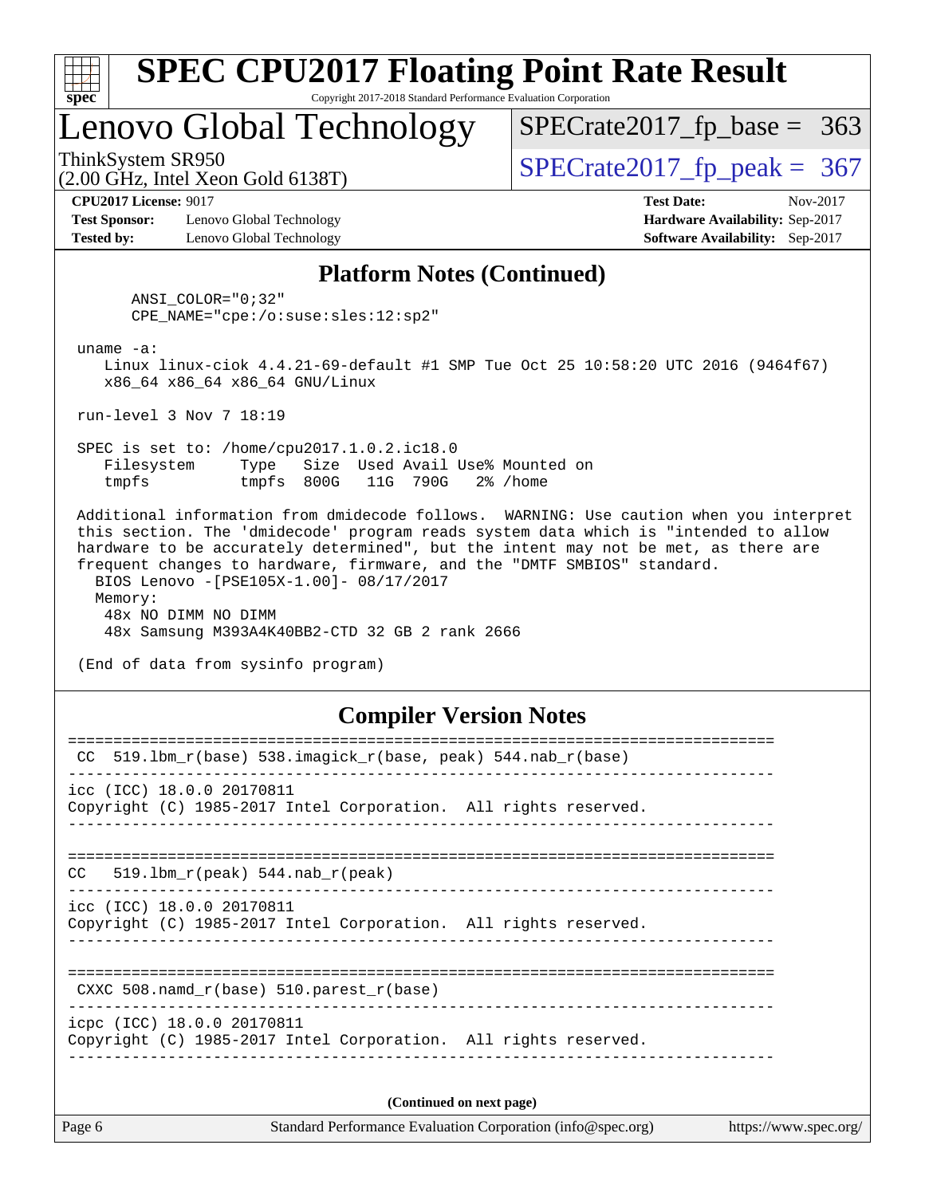# SPEC CPU2017 Floating Point Rate Result

Copyright 2017-2018 Standard Performance Evaluation Corporation

## Lenovo Global Technology

ThinkSystem SR950
(2.00 GHz, Intel Xeon Gold 6138T)

SPECrate2017_fp_base = 363

SPECrate2017_fp_peak = 367

**CPU2017 License:** 9017
**Test Sponsor:** Lenovo Global Technology
**Tested by:** Lenovo Global Technology

**Test Date:** Nov-2017
**Hardware Availability:** Sep-2017
**Software Availability:** Sep-2017

### Platform Notes (Continued)

```
       ANSI_COLOR="0;32"
       CPE_NAME="cpe:/o:suse:sles:12:sp2"

 uname -a:
    Linux linux-ciok 4.4.21-69-default #1 SMP Tue Oct 25 10:58:20 UTC 2016 (9464f67)
    x86_64 x86_64 x86_64 GNU/Linux

 run-level 3 Nov 7 18:19

 SPEC is set to: /home/cpu2017.1.0.2.ic18.0
    Filesystem     Type   Size  Used Avail Use% Mounted on
    tmpfs          tmpfs  800G   11G  790G   2% /home

 Additional information from dmidecode follows.  WARNING: Use caution when you interpret
 this section. The 'dmidecode' program reads system data which is "intended to allow
 hardware to be accurately determined", but the intent may not be met, as there are
 frequent changes to hardware, firmware, and the "DMTF SMBIOS" standard.
   BIOS Lenovo -[PSE105X-1.00]- 08/17/2017
   Memory:
    48x NO DIMM NO DIMM
    48x Samsung M393A4K40BB2-CTD 32 GB 2 rank 2666

 (End of data from sysinfo program)
```

### Compiler Version Notes

```
==============================================================================
 CC  519.lbm_r(base) 538.imagick_r(base, peak) 544.nab_r(base)
------------------------------------------------------------------------------
icc (ICC) 18.0.0 20170811
Copyright (C) 1985-2017 Intel Corporation.  All rights reserved.
------------------------------------------------------------------------------

==============================================================================
CC   519.lbm_r(peak) 544.nab_r(peak)
------------------------------------------------------------------------------
icc (ICC) 18.0.0 20170811
Copyright (C) 1985-2017 Intel Corporation.  All rights reserved.
------------------------------------------------------------------------------

==============================================================================
 CXXC 508.namd_r(base) 510.parest_r(base)
------------------------------------------------------------------------------
icpc (ICC) 18.0.0 20170811
Copyright (C) 1985-2017 Intel Corporation.  All rights reserved.
------------------------------------------------------------------------------
```

(Continued on next page)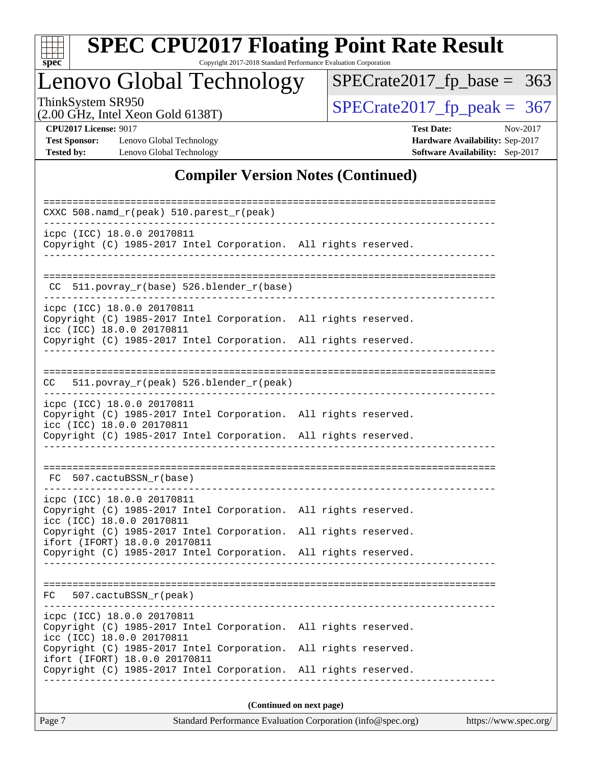## Compiler Version Notes (Continued)

```
==============================================================================
CXXC 508.namd_r(peak) 510.parest_r(peak)
------------------------------------------------------------------------------
icpc (ICC) 18.0.0 20170811
Copyright (C) 1985-2017 Intel Corporation.  All rights reserved.
------------------------------------------------------------------------------

==============================================================================
 CC  511.povray_r(base) 526.blender_r(base)
------------------------------------------------------------------------------
icpc (ICC) 18.0.0 20170811
Copyright (C) 1985-2017 Intel Corporation.  All rights reserved.
icc (ICC) 18.0.0 20170811
Copyright (C) 1985-2017 Intel Corporation.  All rights reserved.
------------------------------------------------------------------------------

==============================================================================
CC   511.povray_r(peak) 526.blender_r(peak)
------------------------------------------------------------------------------
icpc (ICC) 18.0.0 20170811
Copyright (C) 1985-2017 Intel Corporation.  All rights reserved.
icc (ICC) 18.0.0 20170811
Copyright (C) 1985-2017 Intel Corporation.  All rights reserved.
------------------------------------------------------------------------------

==============================================================================
 FC  507.cactuBSSN_r(base)
------------------------------------------------------------------------------
icpc (ICC) 18.0.0 20170811
Copyright (C) 1985-2017 Intel Corporation.  All rights reserved.
icc (ICC) 18.0.0 20170811
Copyright (C) 1985-2017 Intel Corporation.  All rights reserved.
ifort (IFORT) 18.0.0 20170811
Copyright (C) 1985-2017 Intel Corporation.  All rights reserved.
------------------------------------------------------------------------------

==============================================================================
FC   507.cactuBSSN_r(peak)
------------------------------------------------------------------------------
icpc (ICC) 18.0.0 20170811
Copyright (C) 1985-2017 Intel Corporation.  All rights reserved.
icc (ICC) 18.0.0 20170811
Copyright (C) 1985-2017 Intel Corporation.  All rights reserved.
ifort (IFORT) 18.0.0 20170811
Copyright (C) 1985-2017 Intel Corporation.  All rights reserved.
------------------------------------------------------------------------------
```

**(Continued on next page)**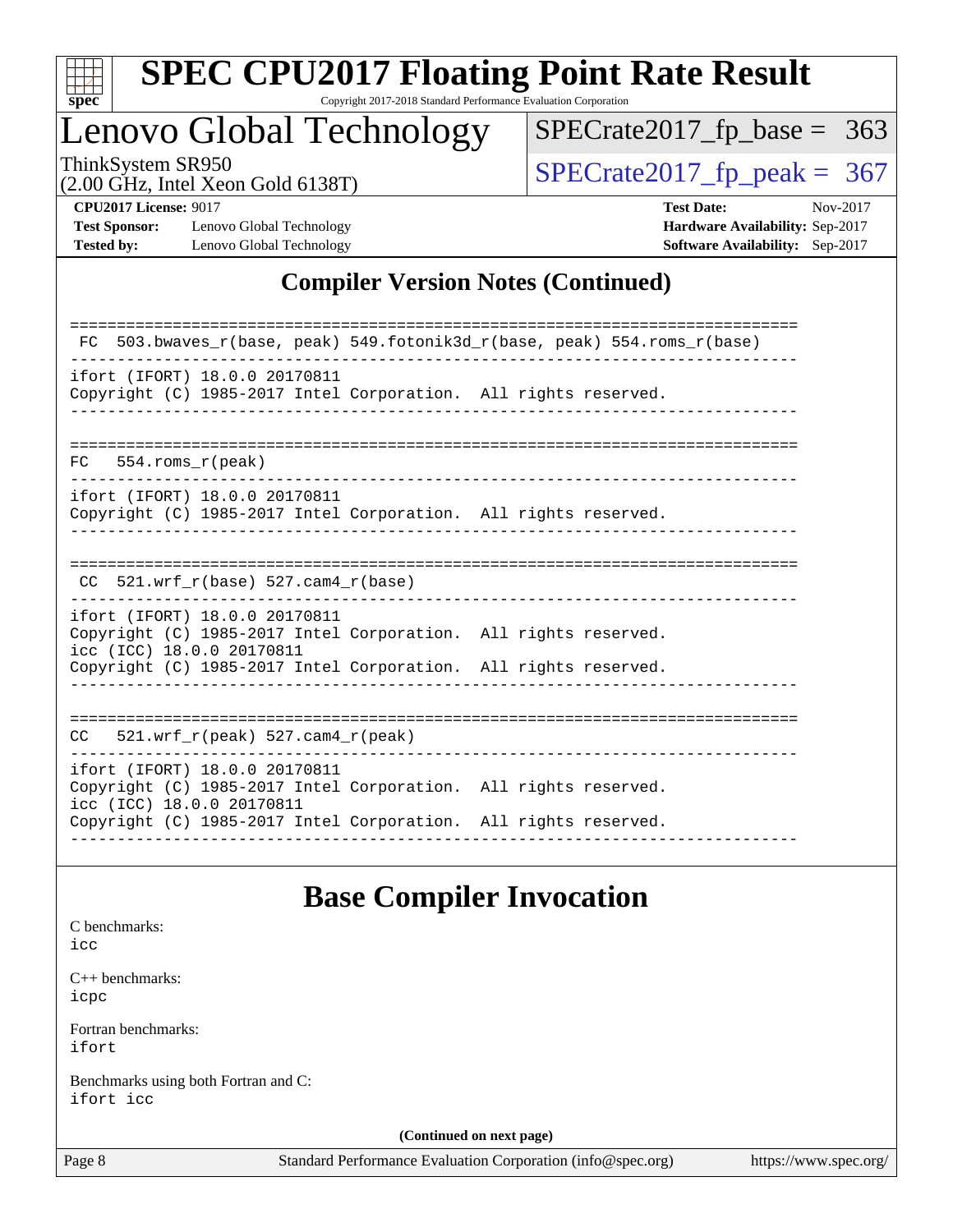# Compiler Version Notes (Continued)

```
==============================================================================
 FC  503.bwaves_r(base, peak) 549.fotonik3d_r(base, peak) 554.roms_r(base)
------------------------------------------------------------------------------
ifort (IFORT) 18.0.0 20170811
Copyright (C) 1985-2017 Intel Corporation.  All rights reserved.
------------------------------------------------------------------------------

==============================================================================
 FC   554.roms_r(peak)
------------------------------------------------------------------------------
ifort (IFORT) 18.0.0 20170811
Copyright (C) 1985-2017 Intel Corporation.  All rights reserved.
------------------------------------------------------------------------------

==============================================================================
 CC  521.wrf_r(base) 527.cam4_r(base)
------------------------------------------------------------------------------
ifort (IFORT) 18.0.0 20170811
Copyright (C) 1985-2017 Intel Corporation.  All rights reserved.
icc (ICC) 18.0.0 20170811
Copyright (C) 1985-2017 Intel Corporation.  All rights reserved.
------------------------------------------------------------------------------

==============================================================================
 CC   521.wrf_r(peak) 527.cam4_r(peak)
------------------------------------------------------------------------------
ifort (IFORT) 18.0.0 20170811
Copyright (C) 1985-2017 Intel Corporation.  All rights reserved.
icc (ICC) 18.0.0 20170811
Copyright (C) 1985-2017 Intel Corporation.  All rights reserved.
------------------------------------------------------------------------------
```

# Base Compiler Invocation

C benchmarks:
icc

C++ benchmarks:
icpc

Fortran benchmarks:
ifort

Benchmarks using both Fortran and C:
ifort icc

**(Continued on next page)**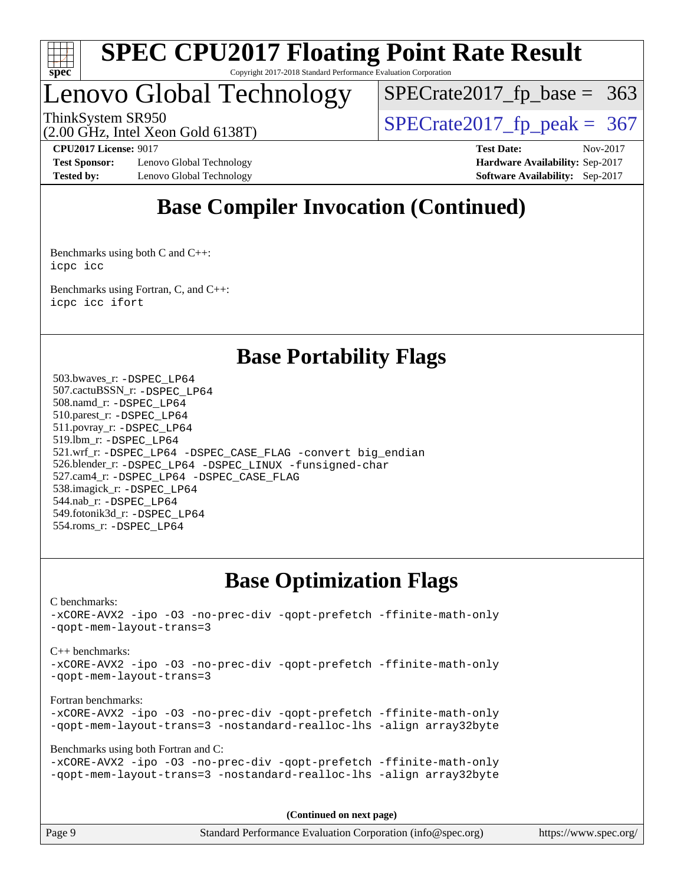# Base Compiler Invocation (Continued)

Benchmarks using both C and C++:
`icpc icc`

Benchmarks using Fortran, C, and C++:
`icpc icc ifort`

# Base Portability Flags

503.bwaves_r: `-DSPEC_LP64`
507.cactuBSSN_r: `-DSPEC_LP64`
508.namd_r: `-DSPEC_LP64`
510.parest_r: `-DSPEC_LP64`
511.povray_r: `-DSPEC_LP64`
519.lbm_r: `-DSPEC_LP64`
521.wrf_r: `-DSPEC_LP64 -DSPEC_CASE_FLAG -convert big_endian`
526.blender_r: `-DSPEC_LP64 -DSPEC_LINUX -funsigned-char`
527.cam4_r: `-DSPEC_LP64 -DSPEC_CASE_FLAG`
538.imagick_r: `-DSPEC_LP64`
544.nab_r: `-DSPEC_LP64`
549.fotonik3d_r: `-DSPEC_LP64`
554.roms_r: `-DSPEC_LP64`

# Base Optimization Flags

C benchmarks:
`-xCORE-AVX2 -ipo -O3 -no-prec-div -qopt-prefetch -ffinite-math-only -qopt-mem-layout-trans=3`

C++ benchmarks:
`-xCORE-AVX2 -ipo -O3 -no-prec-div -qopt-prefetch -ffinite-math-only -qopt-mem-layout-trans=3`

Fortran benchmarks:
`-xCORE-AVX2 -ipo -O3 -no-prec-div -qopt-prefetch -ffinite-math-only -qopt-mem-layout-trans=3 -nostandard-realloc-lhs -align array32byte`

Benchmarks using both Fortran and C:
`-xCORE-AVX2 -ipo -O3 -no-prec-div -qopt-prefetch -ffinite-math-only -qopt-mem-layout-trans=3 -nostandard-realloc-lhs -align array32byte`

**(Continued on next page)**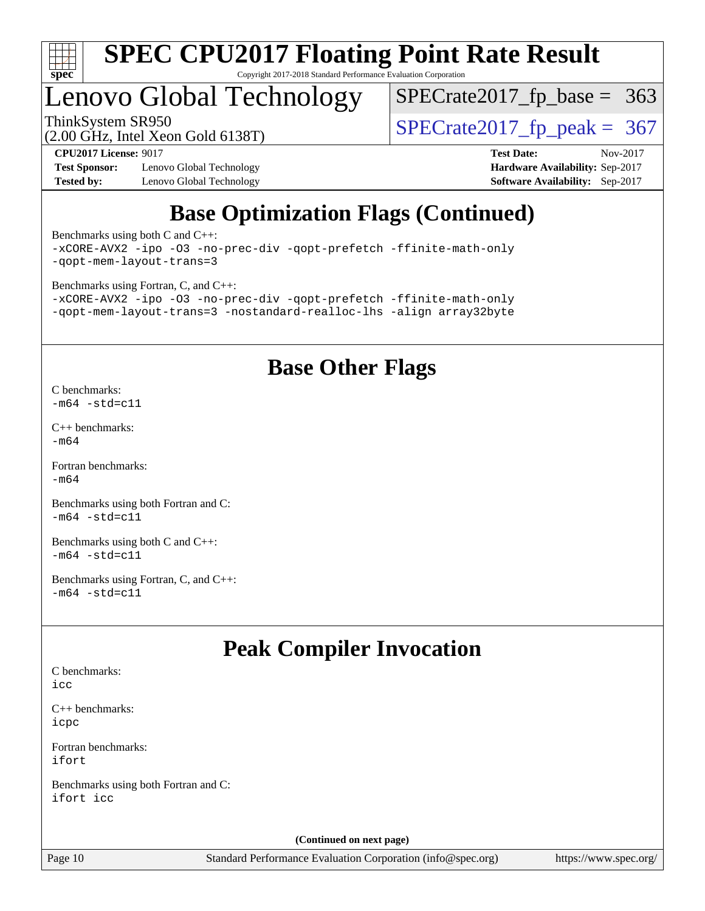# SPEC CPU2017 Floating Point Rate Result

Copyright 2017-2018 Standard Performance Evaluation Corporation

## Lenovo Global Technology

ThinkSystem SR950
(2.00 GHz, Intel Xeon Gold 6138T)

SPECrate2017_fp_base = 363

SPECrate2017_fp_peak = 367

**CPU2017 License:** 9017
**Test Sponsor:** Lenovo Global Technology
**Tested by:** Lenovo Global Technology

**Test Date:** Nov-2017
**Hardware Availability:** Sep-2017
**Software Availability:** Sep-2017

## Base Optimization Flags (Continued)

Benchmarks using both C and C++:
```
-xCORE-AVX2 -ipo -O3 -no-prec-div -qopt-prefetch -ffinite-math-only
-qopt-mem-layout-trans=3
```

Benchmarks using Fortran, C, and C++:
```
-xCORE-AVX2 -ipo -O3 -no-prec-div -qopt-prefetch -ffinite-math-only
-qopt-mem-layout-trans=3 -nostandard-realloc-lhs -align array32byte
```

## Base Other Flags

C benchmarks:
```
-m64 -std=c11
```

C++ benchmarks:
```
-m64
```

Fortran benchmarks:
```
-m64
```

Benchmarks using both Fortran and C:
```
-m64 -std=c11
```

Benchmarks using both C and C++:
```
-m64 -std=c11
```

Benchmarks using Fortran, C, and C++:
```
-m64 -std=c11
```

## Peak Compiler Invocation

C benchmarks:
```
icc
```

C++ benchmarks:
```
icpc
```

Fortran benchmarks:
```
ifort
```

Benchmarks using both Fortran and C:
```
ifort icc
```

**(Continued on next page)**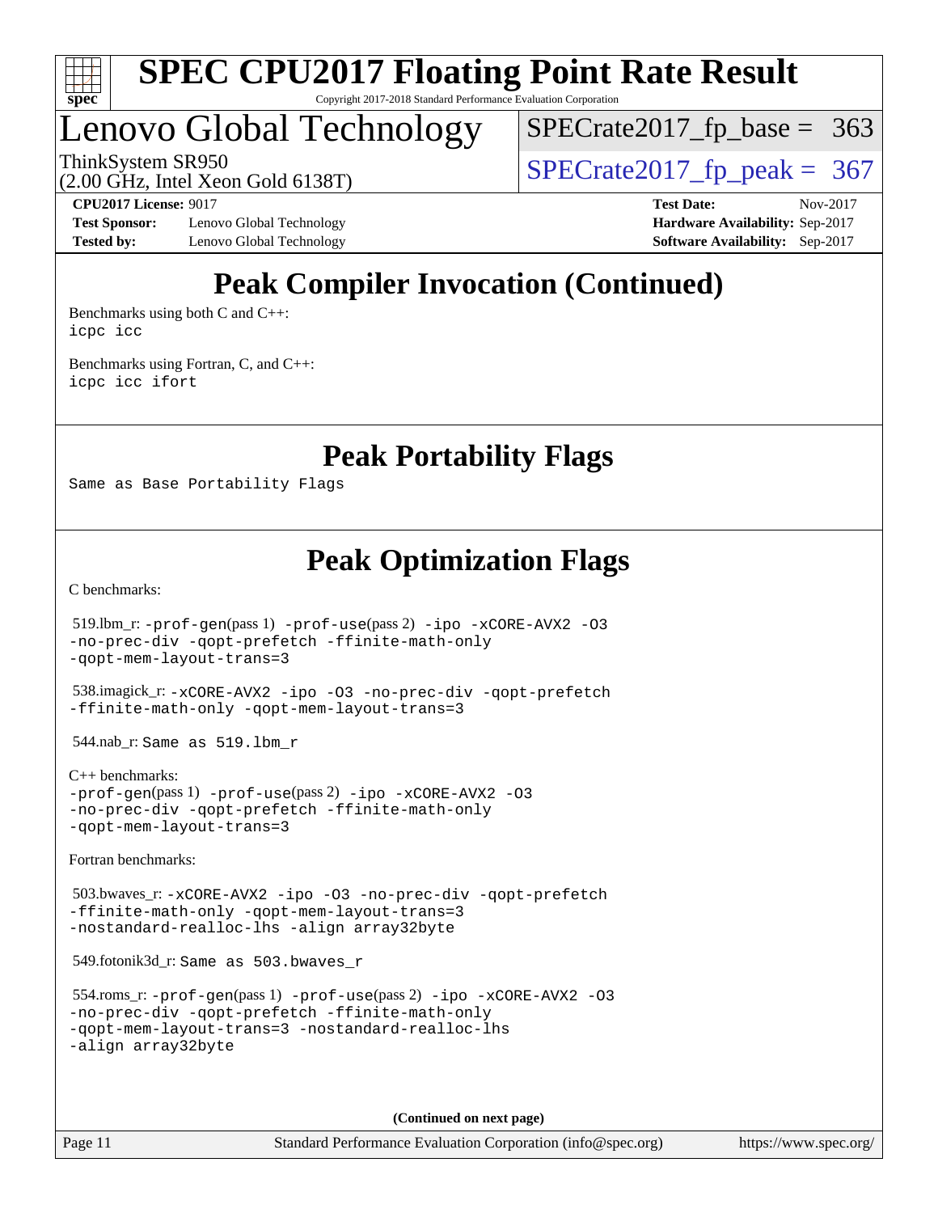# Peak Compiler Invocation (Continued)

Benchmarks using both C and C++:
`icpc icc`

Benchmarks using Fortran, C, and C++:
`icpc icc ifort`

# Peak Portability Flags

Same as Base Portability Flags

# Peak Optimization Flags

C benchmarks:

519.lbm_r: `-prof-gen`(pass 1) `-prof-use`(pass 2) `-ipo -xCORE-AVX2 -O3 -no-prec-div -qopt-prefetch -ffinite-math-only -qopt-mem-layout-trans=3`

538.imagick_r: `-xCORE-AVX2 -ipo -O3 -no-prec-div -qopt-prefetch -ffinite-math-only -qopt-mem-layout-trans=3`

544.nab_r: Same as 519.lbm_r

C++ benchmarks:
`-prof-gen`(pass 1) `-prof-use`(pass 2) `-ipo -xCORE-AVX2 -O3 -no-prec-div -qopt-prefetch -ffinite-math-only -qopt-mem-layout-trans=3`

Fortran benchmarks:

503.bwaves_r: `-xCORE-AVX2 -ipo -O3 -no-prec-div -qopt-prefetch -ffinite-math-only -qopt-mem-layout-trans=3 -nostandard-realloc-lhs -align array32byte`

549.fotonik3d_r: Same as 503.bwaves_r

554.roms_r: `-prof-gen`(pass 1) `-prof-use`(pass 2) `-ipo -xCORE-AVX2 -O3 -no-prec-div -qopt-prefetch -ffinite-math-only -qopt-mem-layout-trans=3 -nostandard-realloc-lhs -align array32byte`

(Continued on next page)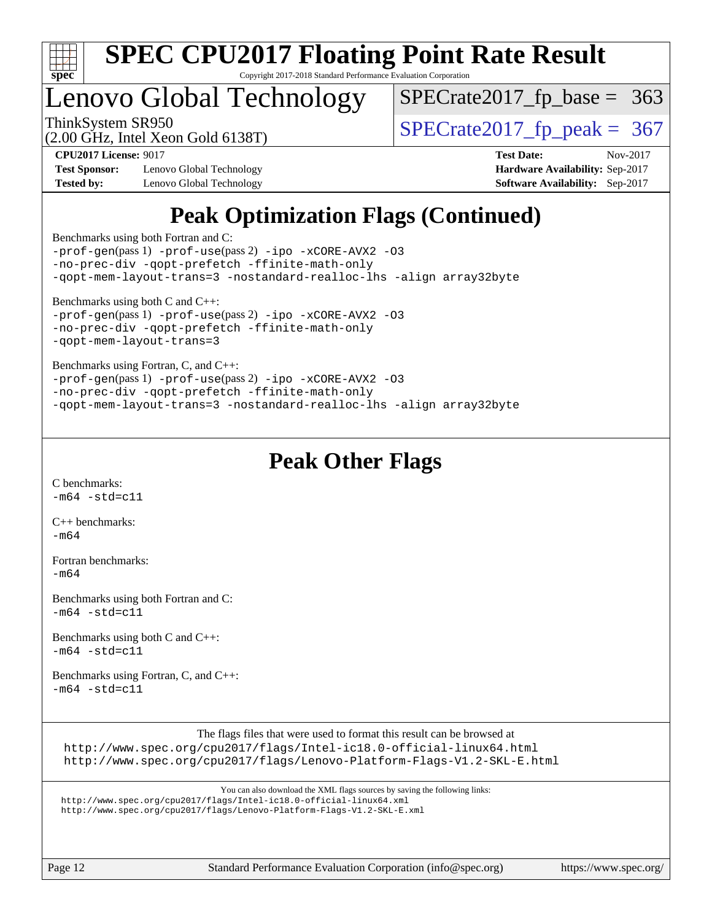# Peak Optimization Flags (Continued)

Benchmarks using both Fortran and C:
```
-prof-gen(pass 1) -prof-use(pass 2) -ipo -xCORE-AVX2 -O3
-no-prec-div -qopt-prefetch -ffinite-math-only
-qopt-mem-layout-trans=3 -nostandard-realloc-lhs -align array32byte
```

Benchmarks using both C and C++:
```
-prof-gen(pass 1) -prof-use(pass 2) -ipo -xCORE-AVX2 -O3
-no-prec-div -qopt-prefetch -ffinite-math-only
-qopt-mem-layout-trans=3
```

Benchmarks using Fortran, C, and C++:
```
-prof-gen(pass 1) -prof-use(pass 2) -ipo -xCORE-AVX2 -O3
-no-prec-div -qopt-prefetch -ffinite-math-only
-qopt-mem-layout-trans=3 -nostandard-realloc-lhs -align array32byte
```

# Peak Other Flags

C benchmarks:
```
-m64 -std=c11
```

C++ benchmarks:
```
-m64
```

Fortran benchmarks:
```
-m64
```

Benchmarks using both Fortran and C:
```
-m64 -std=c11
```

Benchmarks using both C and C++:
```
-m64 -std=c11
```

Benchmarks using Fortran, C, and C++:
```
-m64 -std=c11
```

The flags files that were used to format this result can be browsed at
http://www.spec.org/cpu2017/flags/Intel-ic18.0-official-linux64.html
http://www.spec.org/cpu2017/flags/Lenovo-Platform-Flags-V1.2-SKL-E.html

You can also download the XML flags sources by saving the following links:
http://www.spec.org/cpu2017/flags/Intel-ic18.0-official-linux64.xml
http://www.spec.org/cpu2017/flags/Lenovo-Platform-Flags-V1.2-SKL-E.xml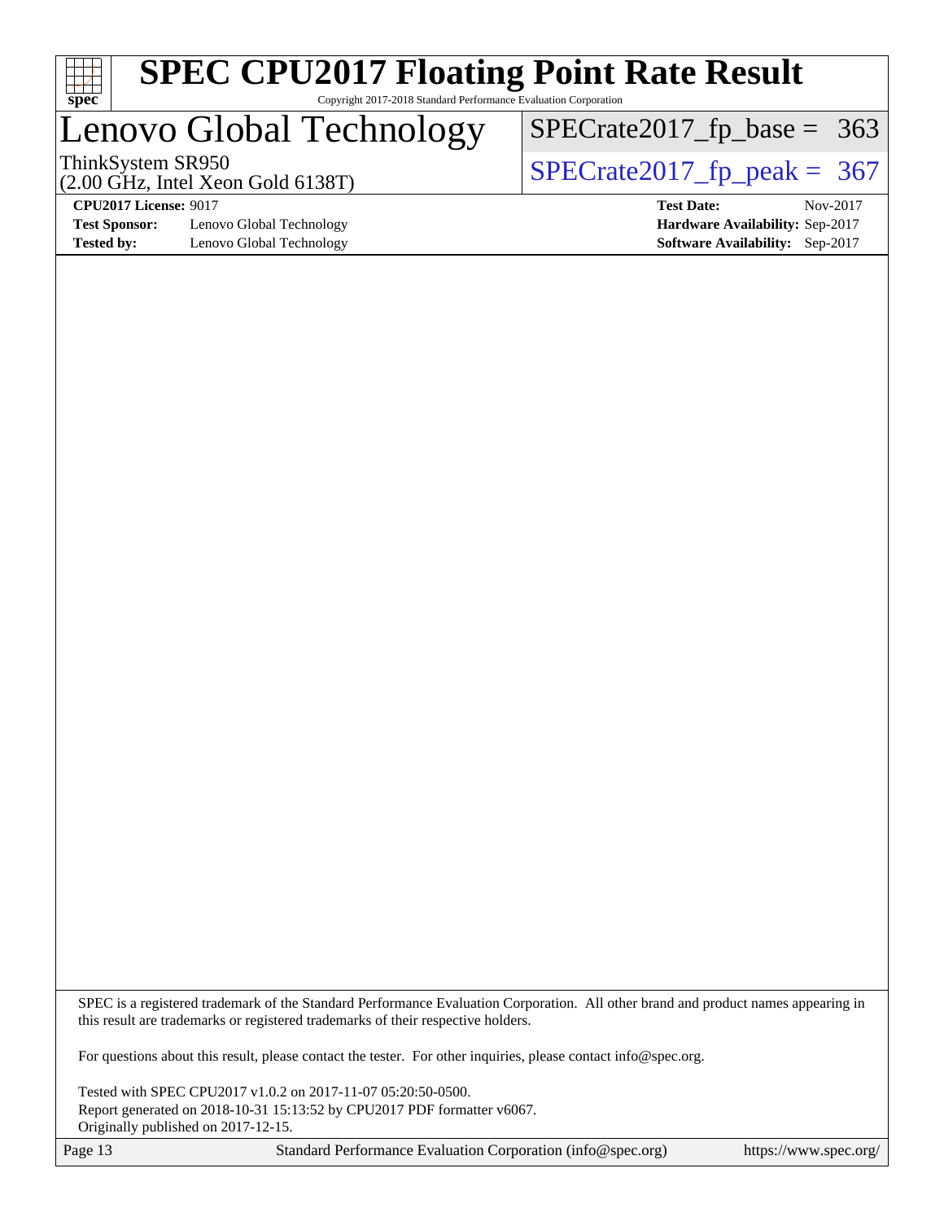SPEC is a registered trademark of the Standard Performance Evaluation Corporation. All other brand and product names appearing in this result are trademarks or registered trademarks of their respective holders.

For questions about this result, please contact the tester. For other inquiries, please contact info@spec.org.

Tested with SPEC CPU2017 v1.0.2 on 2017-11-07 05:20:50-0500.
Report generated on 2018-10-31 15:13:52 by CPU2017 PDF formatter v6067.
Originally published on 2017-12-15.